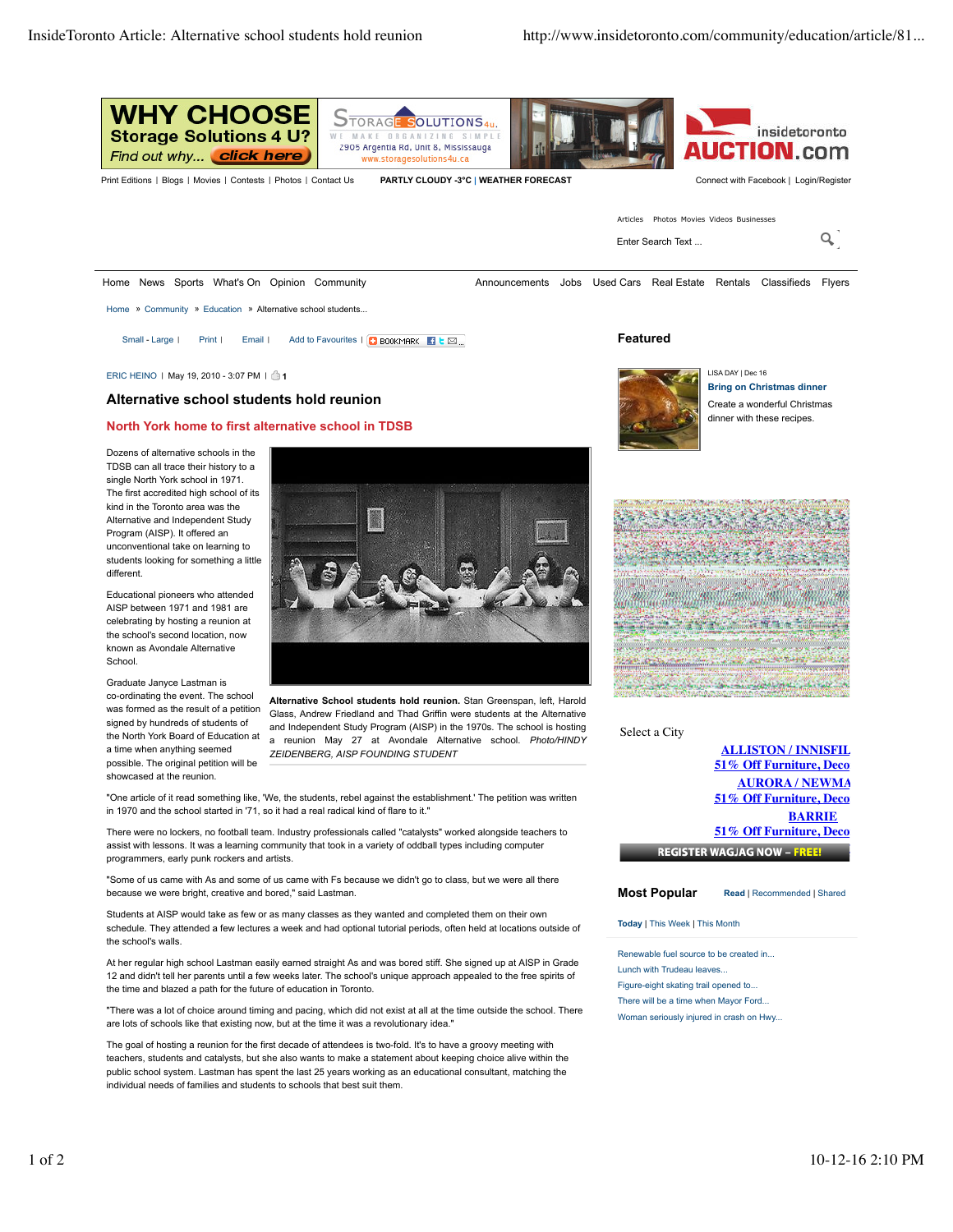ERIC HEINO | May 19, 2010 - 3:07 PM | 1

# Alternative school students hold reunion

## North York home to first alternative school in TDSB

Dozens of alternative schools in the TDSB can all trace their history to a single North York school in 1971. The first accredited high school of its kind in the Toronto area was the Alternative and Independent Study Program (AISP). It offered an unconventional take on learning to students looking for something a little different.

Educational pioneers who attended AISP between 1971 and 1981 are celebrating by hosting a reunion at the school's second location, now known as Avondale Alternative School.

Graduate Janyce Lastman is co-ordinating the event. The school was formed as the result of a petition signed by hundreds of students of the North York Board of Education at a time when anything seemed possible. The original petition will be showcased at the reunion.

**Alternative School students hold reunion.** Stan Greenspan, left, Harold Glass, Andrew Friedland and Thad Griffin were students at the Alternative and Independent Study Program (AISP) in the 1970s. The school is hosting a reunion May 27 at Avondale Alternative school. *Photo/HINDY ZEIDENBERG, AISP FOUNDING STUDENT*

"One article of it read something like, 'We, the students, rebel against the establishment.' The petition was written in 1970 and the school started in '71, so it had a real radical kind of flare to it."

There were no lockers, no football team. Industry professionals called "catalysts" worked alongside teachers to assist with lessons. It was a learning community that took in a variety of oddball types including computer programmers, early punk rockers and artists.

"Some of us came with As and some of us came with Fs because we didn't go to class, but we were all there because we were bright, creative and bored," said Lastman.

Students at AISP would take as few or as many classes as they wanted and completed them on their own schedule. They attended a few lectures a week and had optional tutorial periods, often held at locations outside of the school's walls.

At her regular high school Lastman easily earned straight As and was bored stiff. She signed up at AISP in Grade 12 and didn't tell her parents until a few weeks later. The school's unique approach appealed to the free spirits of the time and blazed a path for the future of education in Toronto.

"There was a lot of choice around timing and pacing, which did not exist at all at the time outside the school. There are lots of schools like that existing now, but at the time it was a revolutionary idea."

The goal of hosting a reunion for the first decade of attendees is two-fold. It's to have a groovy meeting with teachers, students and catalysts, but she also wants to make a statement about keeping choice alive within the public school system. Lastman has spent the last 25 years working as an educational consultant, matching the individual needs of families and students to schools that best suit them.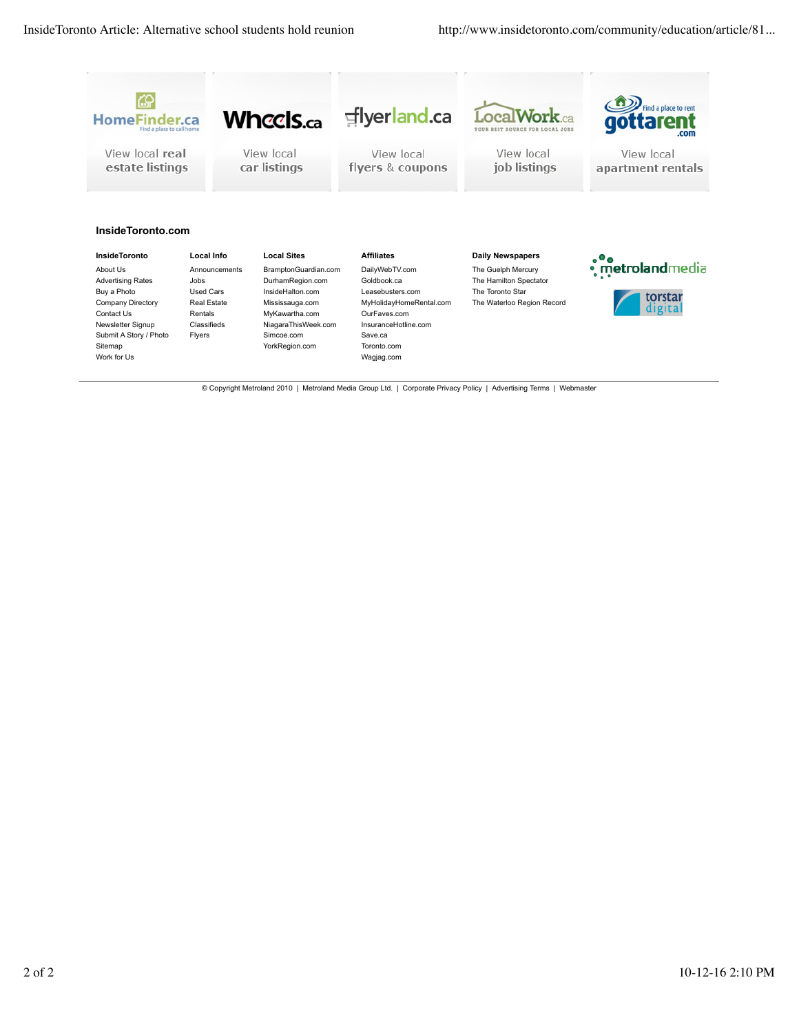HomeFinder.ca — Find a place to call home
View local real estate listings

Wheels.ca
View local car listings

flyerland.ca
View local flyers & coupons

LocalWork.ca — YOUR BEST SOURCE FOR LOCAL JOBS
View local job listings

gottarent.com — Find a place to rent
View local apartment rentals

## InsideToronto.com

| InsideToronto | Local Info | Local Sites | Affiliates | Daily Newspapers |
| --- | --- | --- | --- | --- |
| About Us | Announcements | BramptonGuardian.com | DailyWebTV.com | The Guelph Mercury |
| Advertising Rates | Jobs | DurhamRegion.com | Goldbook.ca | The Hamilton Spectator |
| Buy a Photo | Used Cars | InsideHalton.com | Leasebusters.com | The Toronto Star |
| Company Directory | Real Estate | Mississauga.com | MyHolidayHomeRental.com | The Waterloo Region Record |
| Contact Us | Rentals | MyKawartha.com | OurFaves.com | |
| Newsletter Signup | Classifieds | NiagaraThisWeek.com | InsuranceHotline.com | |
| Submit A Story / Photo | Flyers | Simcoe.com | Save.ca | |
| Sitemap | | YorkRegion.com | Toronto.com | |
| Work for Us | | | Wagjag.com | |

metrolandmedia

torstar digital

© Copyright Metroland 2010 | Metroland Media Group Ltd. | Corporate Privacy Policy | Advertising Terms | Webmaster